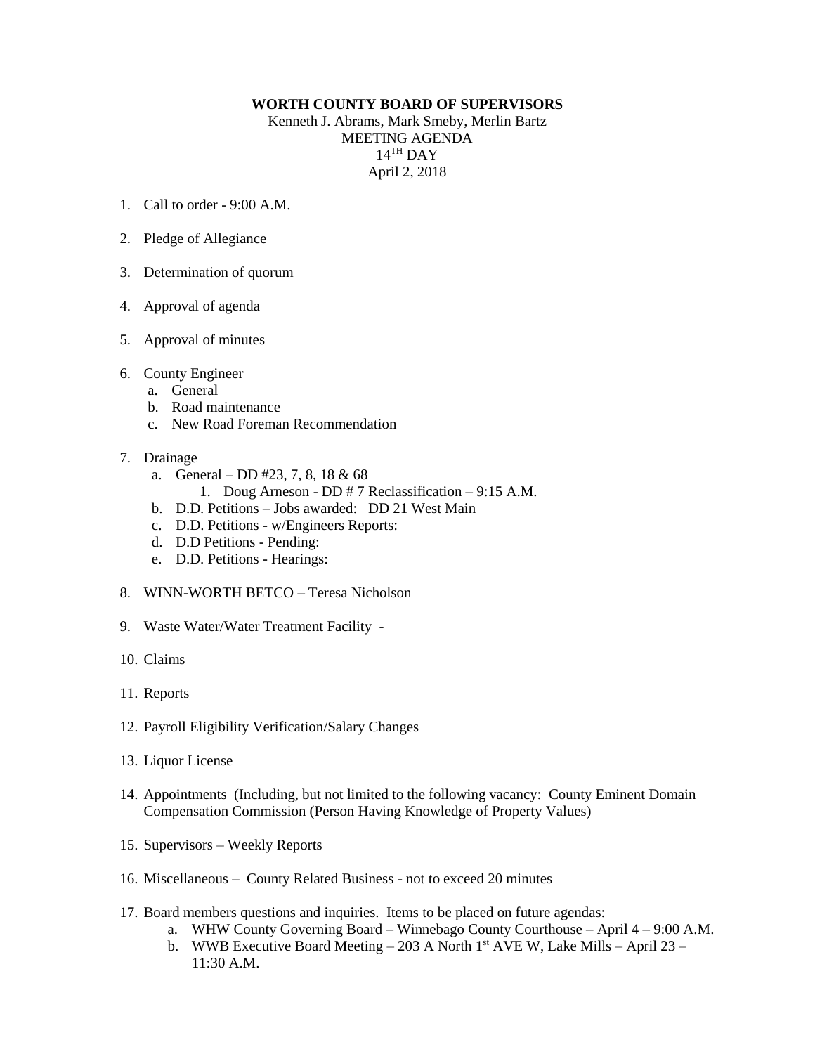**WORTH COUNTY BOARD OF SUPERVISORS**

Kenneth J. Abrams, Mark Smeby, Merlin Bartz

MEETING AGENDA

14TH DAY

April 2, 2018

1. Call to order - 9:00 A.M.

2. Pledge of Allegiance

3. Determination of quorum

4. Approval of agenda

5. Approval of minutes

6. County Engineer
   a. General
   b. Road maintenance
   c. New Road Foreman Recommendation

7. Drainage
   a. General – DD #23, 7, 8, 18 & 68
      1. Doug Arneson - DD # 7 Reclassification – 9:15 A.M.
   b. D.D. Petitions – Jobs awarded: DD 21 West Main
   c. D.D. Petitions - w/Engineers Reports:
   d. D.D Petitions - Pending:
   e. D.D. Petitions - Hearings:

8. WINN-WORTH BETCO – Teresa Nicholson

9. Waste Water/Water Treatment Facility -

10. Claims

11. Reports

12. Payroll Eligibility Verification/Salary Changes

13. Liquor License

14. Appointments (Including, but not limited to the following vacancy: County Eminent Domain Compensation Commission (Person Having Knowledge of Property Values)

15. Supervisors – Weekly Reports

16. Miscellaneous – County Related Business - not to exceed 20 minutes

17. Board members questions and inquiries. Items to be placed on future agendas:
    a. WHW County Governing Board – Winnebago County Courthouse – April 4 – 9:00 A.M.
    b. WWB Executive Board Meeting – 203 A North 1st AVE W, Lake Mills – April 23 – 11:30 A.M.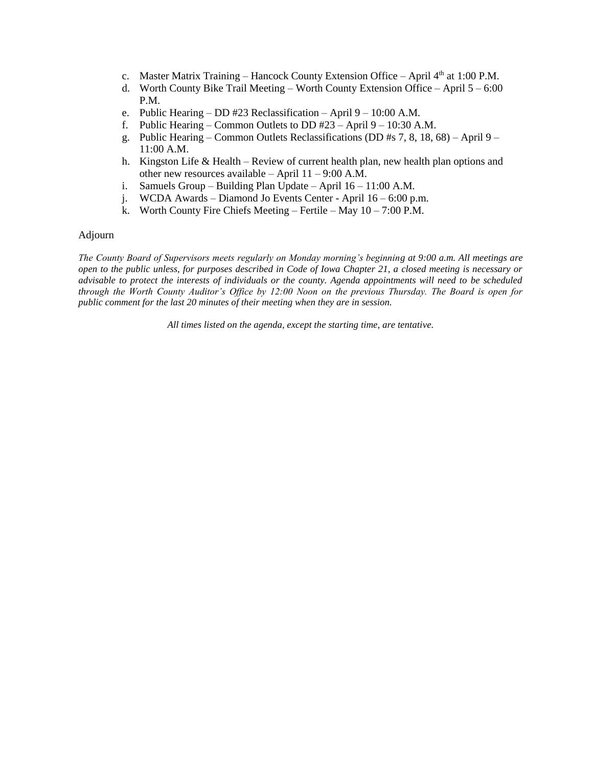c. Master Matrix Training – Hancock County Extension Office – April 4th at 1:00 P.M.
d. Worth County Bike Trail Meeting – Worth County Extension Office – April 5 – 6:00 P.M.
e. Public Hearing – DD #23 Reclassification – April 9 – 10:00 A.M.
f. Public Hearing – Common Outlets to DD #23 – April 9 – 10:30 A.M.
g. Public Hearing – Common Outlets Reclassifications (DD #s 7, 8, 18, 68) – April 9 – 11:00 A.M.
h. Kingston Life & Health – Review of current health plan, new health plan options and other new resources available – April 11 – 9:00 A.M.
i. Samuels Group – Building Plan Update – April 16 – 11:00 A.M.
j. WCDA Awards – Diamond Jo Events Center - April 16 – 6:00 p.m.
k. Worth County Fire Chiefs Meeting – Fertile – May 10 – 7:00 P.M.

Adjourn

*The County Board of Supervisors meets regularly on Monday morning's beginning at 9:00 a.m. All meetings are open to the public unless, for purposes described in Code of Iowa Chapter 21, a closed meeting is necessary or advisable to protect the interests of individuals or the county. Agenda appointments will need to be scheduled through the Worth County Auditor's Office by 12:00 Noon on the previous Thursday. The Board is open for public comment for the last 20 minutes of their meeting when they are in session.*

*All times listed on the agenda, except the starting time, are tentative.*